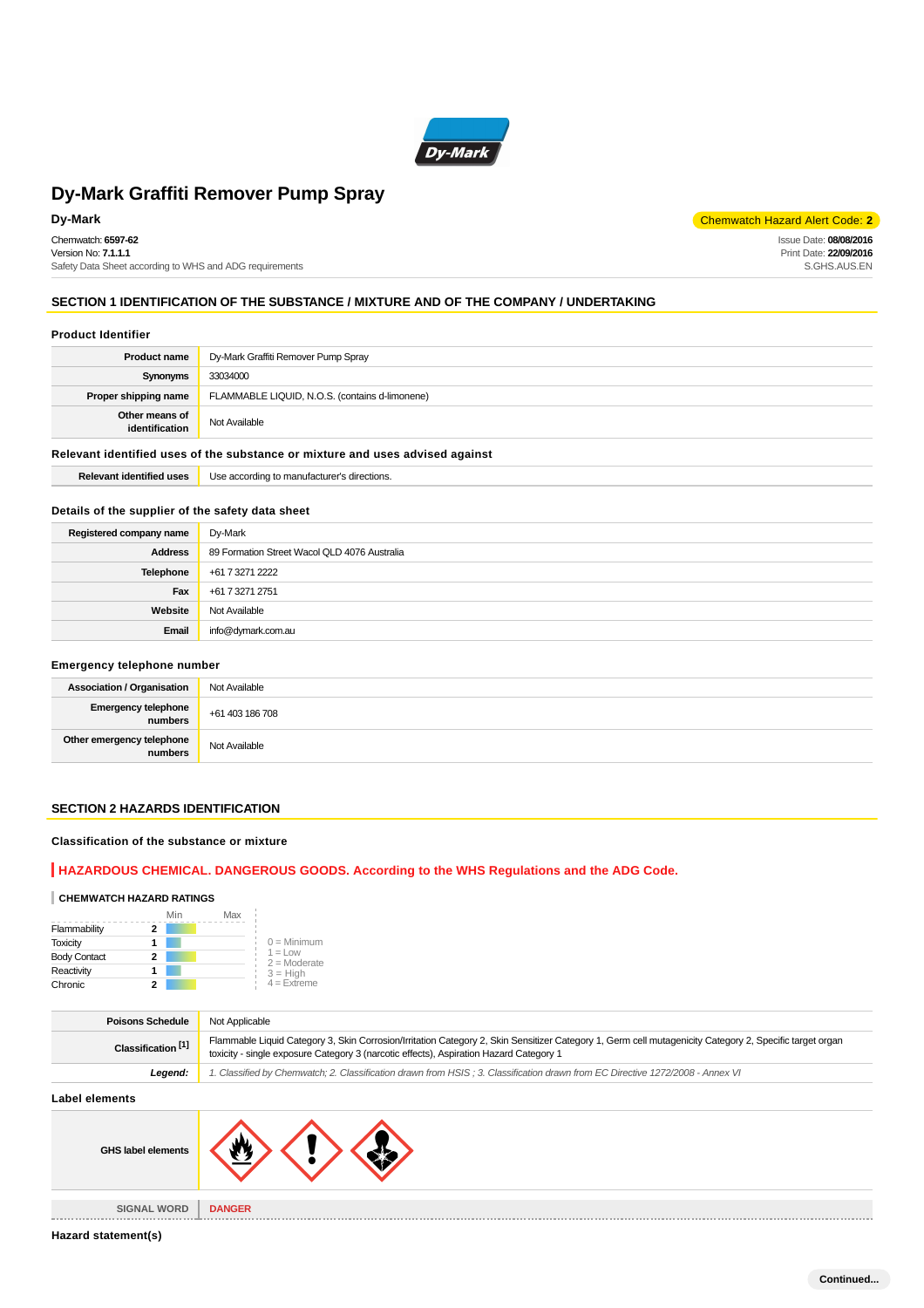# Dy-Mark Graffiti Remover Pump Spray

**Dy-Mark**

Chemwatch Hazard Alert Code: **2**

Chemwatch: **6597-62**
Version No: **7.1.1.1**
Safety Data Sheet according to WHS and ADG requirements

Issue Date: **08/08/2016**
Print Date: **22/09/2016**
S.GHS.AUS.EN

## SECTION 1 IDENTIFICATION OF THE SUBSTANCE / MIXTURE AND OF THE COMPANY / UNDERTAKING

### Product Identifier

| | |
|---|---|
| **Product name** | Dy-Mark Graffiti Remover Pump Spray |
| **Synonyms** | 33034000 |
| **Proper shipping name** | FLAMMABLE LIQUID, N.O.S. (contains d-limonene) |
| **Other means of identification** | Not Available |

### Relevant identified uses of the substance or mixture and uses advised against

| | |
|---|---|
| **Relevant identified uses** | Use according to manufacturer's directions. |

### Details of the supplier of the safety data sheet

| | |
|---|---|
| **Registered company name** | Dy-Mark |
| **Address** | 89 Formation Street Wacol QLD 4076 Australia |
| **Telephone** | +61 7 3271 2222 |
| **Fax** | +61 7 3271 2751 |
| **Website** | Not Available |
| **Email** | info@dymark.com.au |

### Emergency telephone number

| | |
|---|---|
| **Association / Organisation** | Not Available |
| **Emergency telephone numbers** | +61 403 186 708 |
| **Other emergency telephone numbers** | Not Available |

## SECTION 2 HAZARDS IDENTIFICATION

### Classification of the substance or mixture

**HAZARDOUS CHEMICAL. DANGEROUS GOODS. According to the WHS Regulations and the ADG Code.**

**CHEMWATCH HAZARD RATINGS**

| | | Min Max |
|---|---|---|
| Flammability | 2 | |
| Toxicity | 1 | |
| Body Contact | 2 | |
| Reactivity | 1 | |
| Chronic | 2 | |

0 = Minimum
1 = Low
2 = Moderate
3 = High
4 = Extreme

| | |
|---|---|
| **Poisons Schedule** | Not Applicable |
| **Classification [1]** | Flammable Liquid Category 3, Skin Corrosion/Irritation Category 2, Skin Sensitizer Category 1, Germ cell mutagenicity Category 2, Specific target organ toxicity - single exposure Category 3 (narcotic effects), Aspiration Hazard Category 1 |
| ***Legend:*** | *1. Classified by Chemwatch; 2. Classification drawn from HSIS ; 3. Classification drawn from EC Directive 1272/2008 - Annex VI* |

### Label elements

| | |
|---|---|
| **GHS label elements** | |
| **SIGNAL WORD** | **DANGER** |

### Hazard statement(s)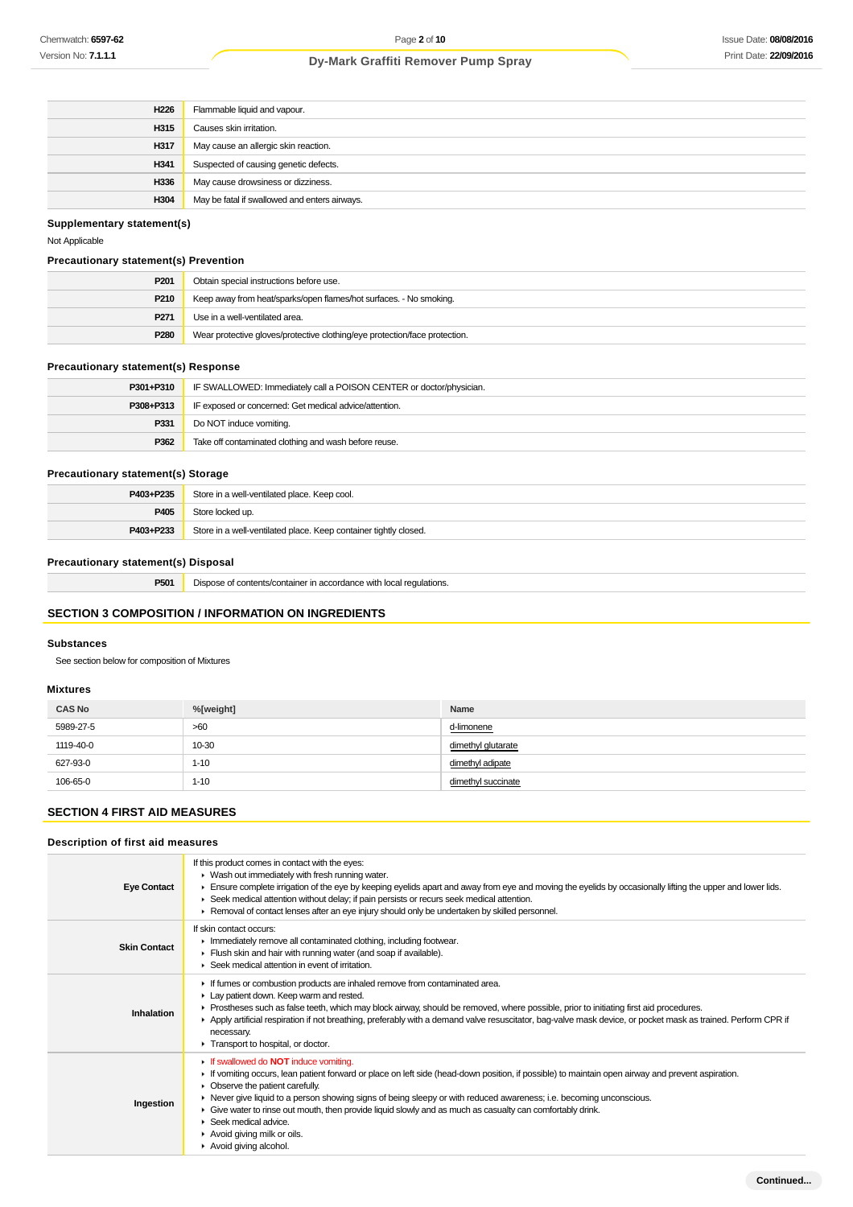| | |
|---|---|
| H226 | Flammable liquid and vapour. |
| H315 | Causes skin irritation. |
| H317 | May cause an allergic skin reaction. |
| H341 | Suspected of causing genetic defects. |
| H336 | May cause drowsiness or dizziness. |
| H304 | May be fatal if swallowed and enters airways. |

### Supplementary statement(s)

Not Applicable

### Precautionary statement(s) Prevention

| | |
|---|---|
| P201 | Obtain special instructions before use. |
| P210 | Keep away from heat/sparks/open flames/hot surfaces. - No smoking. |
| P271 | Use in a well-ventilated area. |
| P280 | Wear protective gloves/protective clothing/eye protection/face protection. |

### Precautionary statement(s) Response

| | |
|---|---|
| P301+P310 | IF SWALLOWED: Immediately call a POISON CENTER or doctor/physician. |
| P308+P313 | IF exposed or concerned: Get medical advice/attention. |
| P331 | Do NOT induce vomiting. |
| P362 | Take off contaminated clothing and wash before reuse. |

### Precautionary statement(s) Storage

| | |
|---|---|
| P403+P235 | Store in a well-ventilated place. Keep cool. |
| P405 | Store locked up. |
| P403+P233 | Store in a well-ventilated place. Keep container tightly closed. |

### Precautionary statement(s) Disposal

| | |
|---|---|
| P501 | Dispose of contents/container in accordance with local regulations. |

## SECTION 3 COMPOSITION / INFORMATION ON INGREDIENTS

### Substances

See section below for composition of Mixtures

### Mixtures

| CAS No | %[weight] | Name |
|---|---|---|
| 5989-27-5 | >60 | d-limonene |
| 1119-40-0 | 10-30 | dimethyl glutarate |
| 627-93-0 | 1-10 | dimethyl adipate |
| 106-65-0 | 1-10 | dimethyl succinate |

## SECTION 4 FIRST AID MEASURES

### Description of first aid measures

| | |
|---|---|
| **Eye Contact** | If this product comes in contact with the eyes:<br>- Wash out immediately with fresh running water.<br>- Ensure complete irrigation of the eye by keeping eyelids apart and away from eye and moving the eyelids by occasionally lifting the upper and lower lids.<br>- Seek medical attention without delay; if pain persists or recurs seek medical attention.<br>- Removal of contact lenses after an eye injury should only be undertaken by skilled personnel. |
| **Skin Contact** | If skin contact occurs:<br>- Immediately remove all contaminated clothing, including footwear.<br>- Flush skin and hair with running water (and soap if available).<br>- Seek medical attention in event of irritation. |
| **Inhalation** | - If fumes or combustion products are inhaled remove from contaminated area.<br>- Lay patient down. Keep warm and rested.<br>- Prostheses such as false teeth, which may block airway, should be removed, where possible, prior to initiating first aid procedures.<br>- Apply artificial respiration if not breathing, preferably with a demand valve resuscitator, bag-valve mask device, or pocket mask as trained. Perform CPR if necessary.<br>- Transport to hospital, or doctor. |
| **Ingestion** | - If swallowed do **NOT** induce vomiting.<br>- If vomiting occurs, lean patient forward or place on left side (head-down position, if possible) to maintain open airway and prevent aspiration.<br>- Observe the patient carefully.<br>- Never give liquid to a person showing signs of being sleepy or with reduced awareness; i.e. becoming unconscious.<br>- Give water to rinse out mouth, then provide liquid slowly and as much as casualty can comfortably drink.<br>- Seek medical advice.<br>- Avoid giving milk or oils.<br>- Avoid giving alcohol. |

Continued...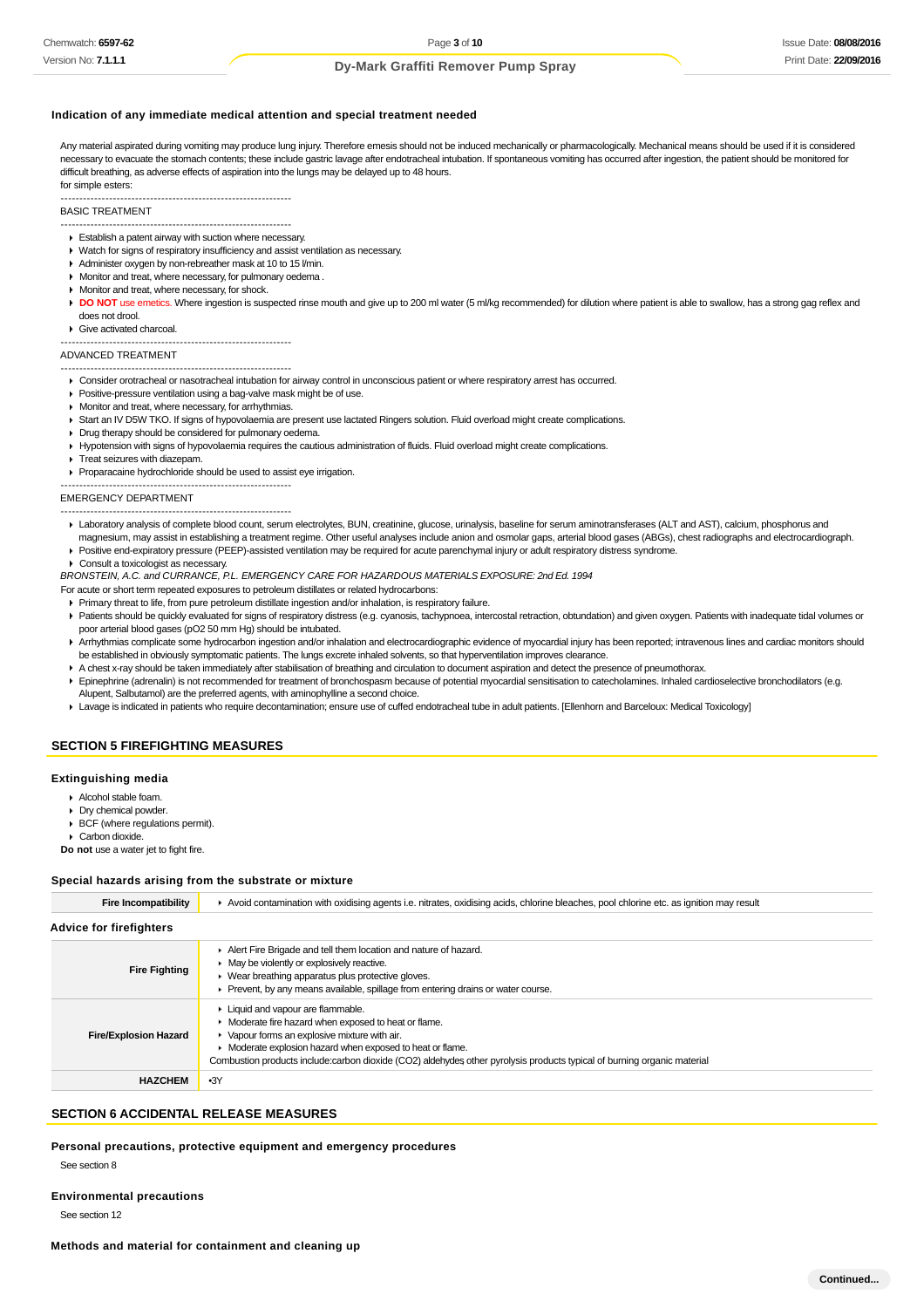### Indication of any immediate medical attention and special treatment needed

Any material aspirated during vomiting may produce lung injury. Therefore emesis should not be induced mechanically or pharmacologically. Mechanical means should be used if it is considered necessary to evacuate the stomach contents; these include gastric lavage after endotracheal intubation. If spontaneous vomiting has occurred after ingestion, the patient should be monitored for difficult breathing, as adverse effects of aspiration into the lungs may be delayed up to 48 hours.
for simple esters:

--------------------------------------------------------------
BASIC TREATMENT
--------------------------------------------------------------

- Establish a patent airway with suction where necessary.
- Watch for signs of respiratory insufficiency and assist ventilation as necessary.
- Administer oxygen by non-rebreather mask at 10 to 15 l/min.
- Monitor and treat, where necessary, for pulmonary oedema .
- Monitor and treat, where necessary, for shock.
- **DO NOT** use emetics. Where ingestion is suspected rinse mouth and give up to 200 ml water (5 ml/kg recommended) for dilution where patient is able to swallow, has a strong gag reflex and does not drool.
- Give activated charcoal.

--------------------------------------------------------------
ADVANCED TREATMENT
--------------------------------------------------------------

- Consider orotracheal or nasotracheal intubation for airway control in unconscious patient or where respiratory arrest has occurred.
- Positive-pressure ventilation using a bag-valve mask might be of use.
- Monitor and treat, where necessary, for arrhythmias.
- Start an IV D5W TKO. If signs of hypovolaemia are present use lactated Ringers solution. Fluid overload might create complications.
- Drug therapy should be considered for pulmonary oedema.
- Hypotension with signs of hypovolaemia requires the cautious administration of fluids. Fluid overload might create complications.
- Treat seizures with diazepam.
- Proparacaine hydrochloride should be used to assist eye irrigation.

--------------------------------------------------------------
EMERGENCY DEPARTMENT
--------------------------------------------------------------

- Laboratory analysis of complete blood count, serum electrolytes, BUN, creatinine, glucose, urinalysis, baseline for serum aminotransferases (ALT and AST), calcium, phosphorus and magnesium, may assist in establishing a treatment regime. Other useful analyses include anion and osmolar gaps, arterial blood gases (ABGs), chest radiographs and electrocardiograph.
- Positive end-expiratory pressure (PEEP)-assisted ventilation may be required for acute parenchymal injury or adult respiratory distress syndrome.
- Consult a toxicologist as necessary.

*BRONSTEIN, A.C. and CURRANCE, P.L. EMERGENCY CARE FOR HAZARDOUS MATERIALS EXPOSURE: 2nd Ed. 1994*

For acute or short term repeated exposures to petroleum distillates or related hydrocarbons:

- Primary threat to life, from pure petroleum distillate ingestion and/or inhalation, is respiratory failure.
- Patients should be quickly evaluated for signs of respiratory distress (e.g. cyanosis, tachypnoea, intercostal retraction, obtundation) and given oxygen. Patients with inadequate tidal volumes or poor arterial blood gases (pO2 50 mm Hg) should be intubated.
- Arrhythmias complicate some hydrocarbon ingestion and/or inhalation and electrocardiographic evidence of myocardial injury has been reported; intravenous lines and cardiac monitors should be established in obviously symptomatic patients. The lungs excrete inhaled solvents, so that hyperventilation improves clearance.
- A chest x-ray should be taken immediately after stabilisation of breathing and circulation to document aspiration and detect the presence of pneumothorax.
- Epinephrine (adrenalin) is not recommended for treatment of bronchospasm because of potential myocardial sensitisation to catecholamines. Inhaled cardioselective bronchodilators (e.g. Alupent, Salbutamol) are the preferred agents, with aminophylline a second choice.
- Lavage is indicated in patients who require decontamination; ensure use of cuffed endotracheal tube in adult patients. [Ellenhorn and Barceloux: Medical Toxicology]

## SECTION 5 FIREFIGHTING MEASURES

### Extinguishing media

- Alcohol stable foam.
- Dry chemical powder.
- BCF (where regulations permit).
- Carbon dioxide.

**Do not** use a water jet to fight fire.

### Special hazards arising from the substrate or mixture

| | |
|---|---|
| **Fire Incompatibility** | Avoid contamination with oxidising agents i.e. nitrates, oxidising acids, chlorine bleaches, pool chlorine etc. as ignition may result |

### Advice for firefighters

| | |
|---|---|
| **Fire Fighting** | ▸ Alert Fire Brigade and tell them location and nature of hazard.<br>▸ May be violently or explosively reactive.<br>▸ Wear breathing apparatus plus protective gloves.<br>▸ Prevent, by any means available, spillage from entering drains or water course. |
| **Fire/Explosion Hazard** | ▸ Liquid and vapour are flammable.<br>▸ Moderate fire hazard when exposed to heat or flame.<br>▸ Vapour forms an explosive mixture with air.<br>▸ Moderate explosion hazard when exposed to heat or flame.<br>Combustion products include:carbon dioxide ($CO_2$) aldehydes other pyrolysis products typical of burning organic material |
| **HAZCHEM** | •3Y |

## SECTION 6 ACCIDENTAL RELEASE MEASURES

### Personal precautions, protective equipment and emergency procedures

See section 8

### Environmental precautions

See section 12

### Methods and material for containment and cleaning up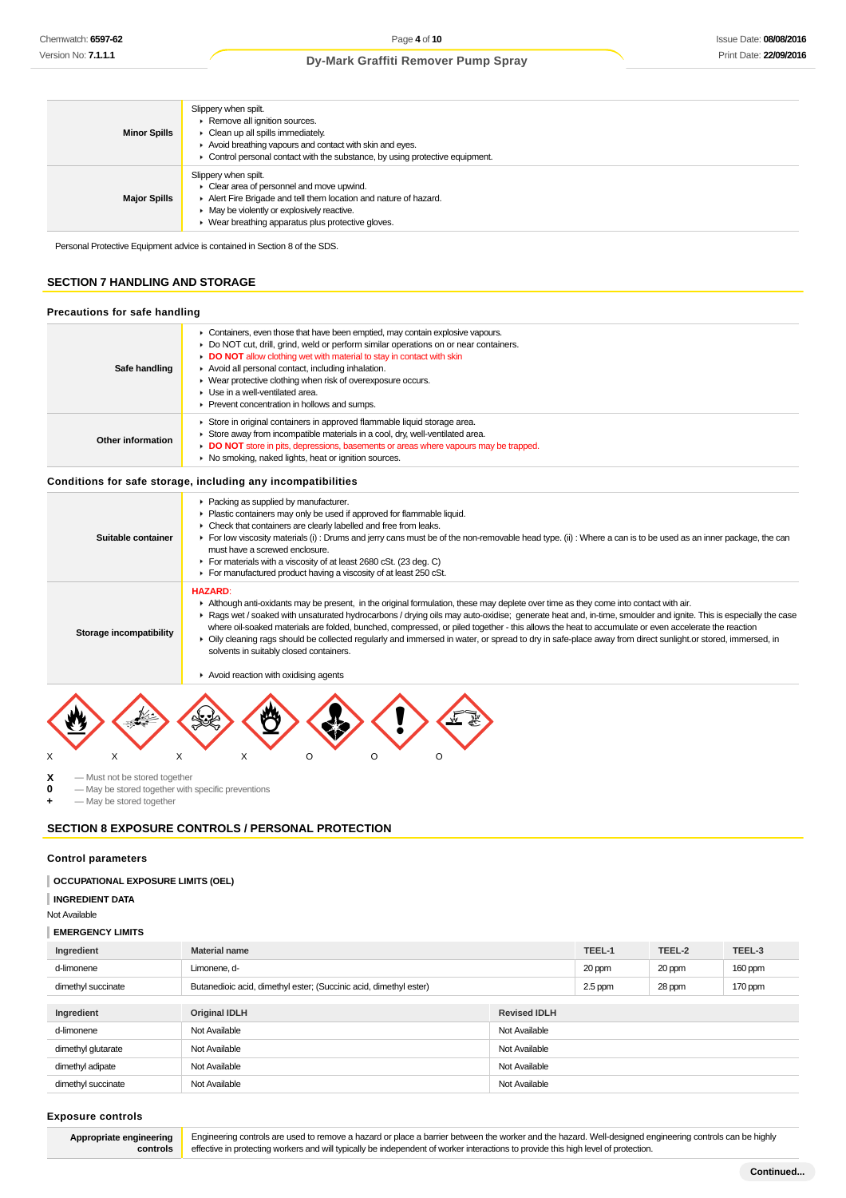| | |
|---|---|
| **Minor Spills** | Slippery when spilt.<br>▸ Remove all ignition sources.<br>▸ Clean up all spills immediately.<br>▸ Avoid breathing vapours and contact with skin and eyes.<br>▸ Control personal contact with the substance, by using protective equipment. |
| **Major Spills** | Slippery when spilt.<br>▸ Clear area of personnel and move upwind.<br>▸ Alert Fire Brigade and tell them location and nature of hazard.<br>▸ May be violently or explosively reactive.<br>▸ Wear breathing apparatus plus protective gloves. |

Personal Protective Equipment advice is contained in Section 8 of the SDS.

## SECTION 7 HANDLING AND STORAGE

### Precautions for safe handling

| | |
|---|---|
| **Safe handling** | ▸ Containers, even those that have been emptied, may contain explosive vapours.<br>▸ Do NOT cut, drill, grind, weld or perform similar operations on or near containers.<br>▸ **DO NOT** allow clothing wet with material to stay in contact with skin<br>▸ Avoid all personal contact, including inhalation.<br>▸ Wear protective clothing when risk of overexposure occurs.<br>▸ Use in a well-ventilated area.<br>▸ Prevent concentration in hollows and sumps. |
| **Other information** | ▸ Store in original containers in approved flammable liquid storage area.<br>▸ Store away from incompatible materials in a cool, dry, well-ventilated area.<br>▸ **DO NOT** store in pits, depressions, basements or areas where vapours may be trapped.<br>▸ No smoking, naked lights, heat or ignition sources. |

### Conditions for safe storage, including any incompatibilities

| | |
|---|---|
| **Suitable container** | ▸ Packing as supplied by manufacturer.<br>▸ Plastic containers may only be used if approved for flammable liquid.<br>▸ Check that containers are clearly labelled and free from leaks.<br>▸ For low viscosity materials (i) : Drums and jerry cans must be of the non-removable head type. (ii) : Where a can is to be used as an inner package, the can must have a screwed enclosure.<br>▸ For materials with a viscosity of at least 2680 cSt. (23 deg. C)<br>▸ For manufactured product having a viscosity of at least 250 cSt. |
| **Storage incompatibility** | **HAZARD**:<br>▸ Although anti-oxidants may be present, in the original formulation, these may deplete over time as they come into contact with air.<br>▸ Rags wet / soaked with unsaturated hydrocarbons / drying oils may auto-oxidise; generate heat and, in-time, smoulder and ignite. This is especially the case where oil-soaked materials are folded, bunched, compressed, or piled together - this allows the heat to accumulate or even accelerate the reaction<br>▸ Oily cleaning rags should be collected regularly and immersed in water, or spread to dry in safe-place away from direct sunlight.or stored, immersed, in solvents in suitably closed containers.<br><br>▸ Avoid reaction with oxidising agents |

X X X X O O O

**X** — Must not be stored together
**0** — May be stored together with specific preventions
**+** — May be stored together

## SECTION 8 EXPOSURE CONTROLS / PERSONAL PROTECTION

### Control parameters

**OCCUPATIONAL EXPOSURE LIMITS (OEL)**

**INGREDIENT DATA**

Not Available

**EMERGENCY LIMITS**

| Ingredient | Material name | TEEL-1 | TEEL-2 | TEEL-3 |
|---|---|---|---|---|
| d-limonene | Limonene, d- | 20 ppm | 20 ppm | 160 ppm |
| dimethyl succinate | Butanedioic acid, dimethyl ester; (Succinic acid, dimethyl ester) | 2.5 ppm | 28 ppm | 170 ppm |

| Ingredient | Original IDLH | Revised IDLH |
|---|---|---|
| d-limonene | Not Available | Not Available |
| dimethyl glutarate | Not Available | Not Available |
| dimethyl adipate | Not Available | Not Available |
| dimethyl succinate | Not Available | Not Available |

### Exposure controls

| | |
|---|---|
| **Appropriate engineering controls** | Engineering controls are used to remove a hazard or place a barrier between the worker and the hazard. Well-designed engineering controls can be highly effective in protecting workers and will typically be independent of worker interactions to provide this high level of protection. |

**Continued...**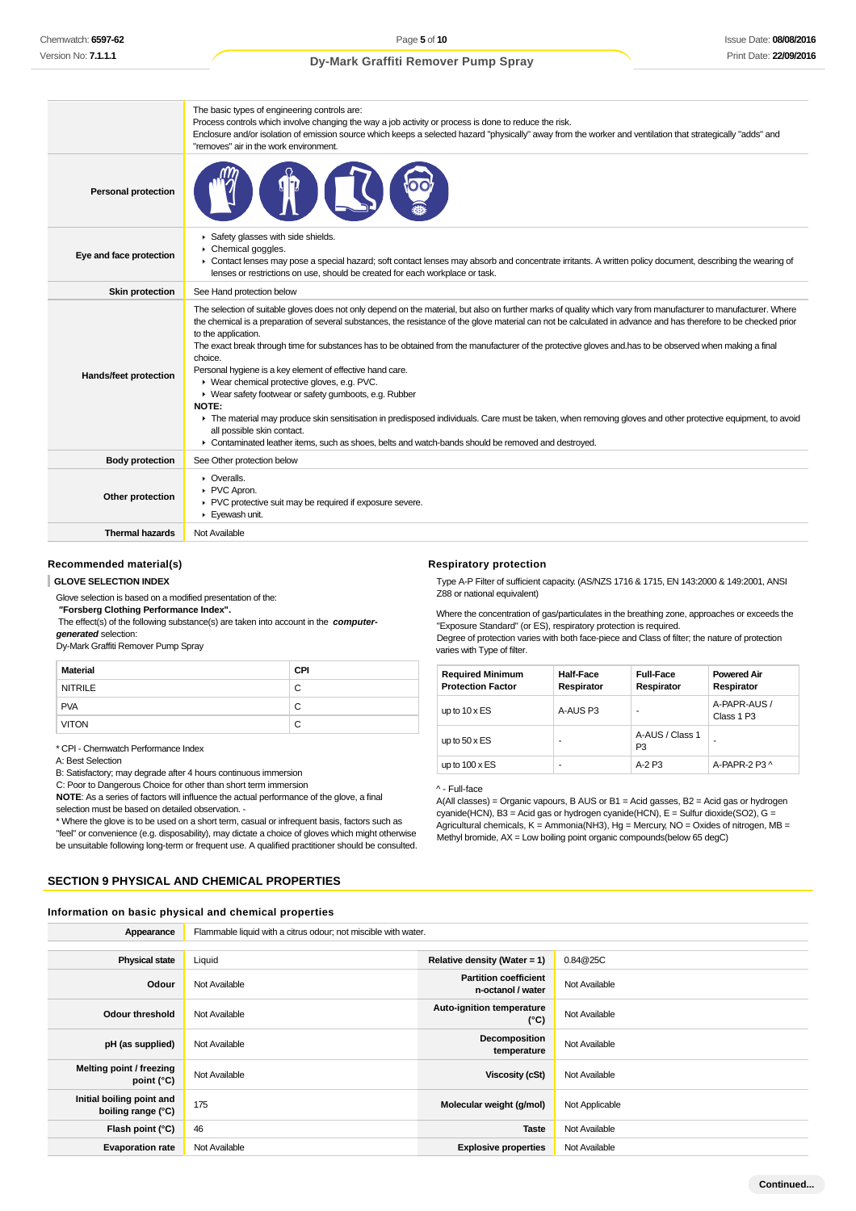| | |
|---|---|
| | The basic types of engineering controls are:<br>Process controls which involve changing the way a job activity or process is done to reduce the risk.<br>Enclosure and/or isolation of emission source which keeps a selected hazard "physically" away from the worker and ventilation that strategically "adds" and "removes" air in the work environment. |
| **Personal protection** | |
| **Eye and face protection** | ▸ Safety glasses with side shields.<br>▸ Chemical goggles.<br>▸ Contact lenses may pose a special hazard; soft contact lenses may absorb and concentrate irritants. A written policy document, describing the wearing of lenses or restrictions on use, should be created for each workplace or task. |
| **Skin protection** | See Hand protection below |
| **Hands/feet protection** | The selection of suitable gloves does not only depend on the material, but also on further marks of quality which vary from manufacturer to manufacturer. Where the chemical is a preparation of several substances, the resistance of the glove material can not be calculated in advance and has therefore to be checked prior to the application.<br>The exact break through time for substances has to be obtained from the manufacturer of the protective gloves and.has to be observed when making a final choice.<br>Personal hygiene is a key element of effective hand care.<br>▸ Wear chemical protective gloves, e.g. PVC.<br>▸ Wear safety footwear or safety gumboots, e.g. Rubber<br>**NOTE:**<br>▸ The material may produce skin sensitisation in predisposed individuals. Care must be taken, when removing gloves and other protective equipment, to avoid all possible skin contact.<br>▸ Contaminated leather items, such as shoes, belts and watch-bands should be removed and destroyed. |
| **Body protection** | See Other protection below |
| **Other protection** | ▸ Overalls.<br>▸ PVC Apron.<br>▸ PVC protective suit may be required if exposure severe.<br>▸ Eyewash unit. |
| **Thermal hazards** | Not Available |

### Recommended material(s)

**GLOVE SELECTION INDEX**

Glove selection is based on a modified presentation of the:
**"Forsberg Clothing Performance Index".**
The effect(s) of the following substance(s) are taken into account in the ***computer-generated*** selection:
Dy-Mark Graffiti Remover Pump Spray

| Material | CPI |
|---|---|
| NITRILE | C |
| PVA | C |
| VITON | C |

* CPI - Chemwatch Performance Index
A: Best Selection
B: Satisfactory; may degrade after 4 hours continuous immersion
C: Poor to Dangerous Choice for other than short term immersion
**NOTE**: As a series of factors will influence the actual performance of the glove, a final selection must be based on detailed observation. -
* Where the glove is to be used on a short term, casual or infrequent basis, factors such as "feel" or convenience (e.g. disposability), may dictate a choice of gloves which might otherwise be unsuitable following long-term or frequent use. A qualified practitioner should be consulted.

### Respiratory protection

Type A-P Filter of sufficient capacity. (AS/NZS 1716 & 1715, EN 143:2000 & 149:2001, ANSI Z88 or national equivalent)

Where the concentration of gas/particulates in the breathing zone, approaches or exceeds the "Exposure Standard" (or ES), respiratory protection is required.
Degree of protection varies with both face-piece and Class of filter; the nature of protection varies with Type of filter.

| Required Minimum Protection Factor | Half-Face Respirator | Full-Face Respirator | Powered Air Respirator |
|---|---|---|---|
| up to 10 x ES | A-AUS P3 | - | A-PAPR-AUS / Class 1 P3 |
| up to 50 x ES | - | A-AUS / Class 1 P3 | - |
| up to 100 x ES | - | A-2 P3 | A-PAPR-2 P3 ^ |

^ - Full-face
A(All classes) = Organic vapours, B AUS or B1 = Acid gasses, B2 = Acid gas or hydrogen cyanide(HCN), B3 = Acid gas or hydrogen cyanide(HCN), E = Sulfur dioxide(SO2), G = Agricultural chemicals, K = Ammonia(NH3), Hg = Mercury, NO = Oxides of nitrogen, MB = Methyl bromide, AX = Low boiling point organic compounds(below 65 degC)

## SECTION 9 PHYSICAL AND CHEMICAL PROPERTIES

### Information on basic physical and chemical properties

| | | | |
|---|---|---|---|
| **Appearance** | Flammable liquid with a citrus odour; not miscible with water. | | |
| **Physical state** | Liquid | **Relative density (Water = 1)** | 0.84@25C |
| **Odour** | Not Available | **Partition coefficient n-octanol / water** | Not Available |
| **Odour threshold** | Not Available | **Auto-ignition temperature (°C)** | Not Available |
| **pH (as supplied)** | Not Available | **Decomposition temperature** | Not Available |
| **Melting point / freezing point (°C)** | Not Available | **Viscosity (cSt)** | Not Available |
| **Initial boiling point and boiling range (°C)** | 175 | **Molecular weight (g/mol)** | Not Applicable |
| **Flash point (°C)** | 46 | **Taste** | Not Available |
| **Evaporation rate** | Not Available | **Explosive properties** | Not Available |

Continued...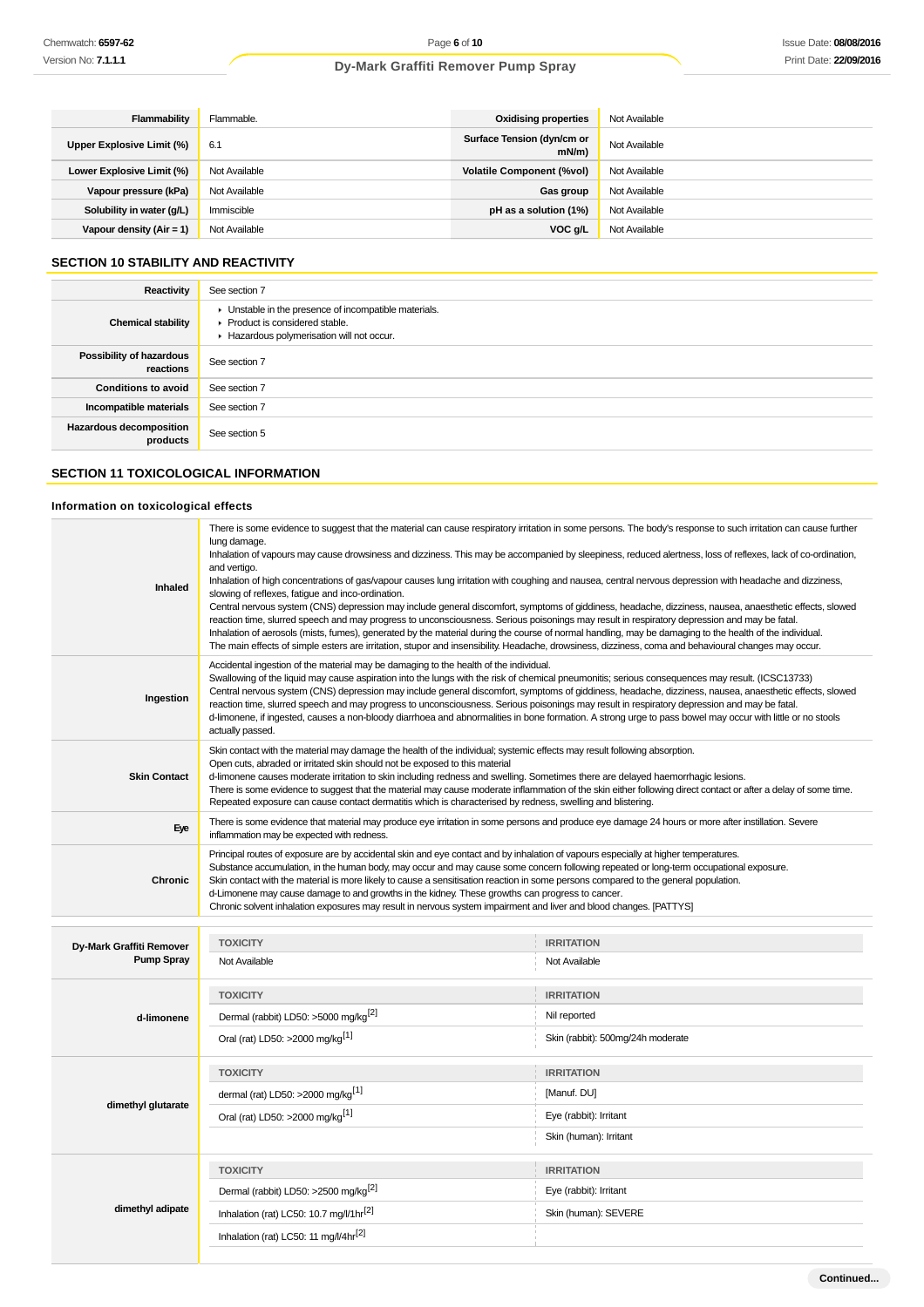| | | | |
|---|---|---|---|
| **Flammability** | Flammable. | **Oxidising properties** | Not Available |
| **Upper Explosive Limit (%)** | 6.1 | **Surface Tension (dyn/cm or mN/m)** | Not Available |
| **Lower Explosive Limit (%)** | Not Available | **Volatile Component (%vol)** | Not Available |
| **Vapour pressure (kPa)** | Not Available | **Gas group** | Not Available |
| **Solubility in water (g/L)** | Immiscible | **pH as a solution (1%)** | Not Available |
| **Vapour density (Air = 1)** | Not Available | **VOC g/L** | Not Available |

## SECTION 10 STABILITY AND REACTIVITY

| | |
|---|---|
| **Reactivity** | See section 7 |
| **Chemical stability** | ▸ Unstable in the presence of incompatible materials.<br>▸ Product is considered stable.<br>▸ Hazardous polymerisation will not occur. |
| **Possibility of hazardous reactions** | See section 7 |
| **Conditions to avoid** | See section 7 |
| **Incompatible materials** | See section 7 |
| **Hazardous decomposition products** | See section 5 |

## SECTION 11 TOXICOLOGICAL INFORMATION

### Information on toxicological effects

| | |
|---|---|
| **Inhaled** | There is some evidence to suggest that the material can cause respiratory irritation in some persons. The body's response to such irritation can cause further lung damage.<br>Inhalation of vapours may cause drowsiness and dizziness. This may be accompanied by sleepiness, reduced alertness, loss of reflexes, lack of co-ordination, and vertigo.<br>Inhalation of high concentrations of gas/vapour causes lung irritation with coughing and nausea, central nervous depression with headache and dizziness, slowing of reflexes, fatigue and inco-ordination.<br>Central nervous system (CNS) depression may include general discomfort, symptoms of giddiness, headache, dizziness, nausea, anaesthetic effects, slowed reaction time, slurred speech and may progress to unconsciousness. Serious poisonings may result in respiratory depression and may be fatal.<br>Inhalation of aerosols (mists, fumes), generated by the material during the course of normal handling, may be damaging to the health of the individual.<br>The main effects of simple esters are irritation, stupor and insensibility. Headache, drowsiness, dizziness, coma and behavioural changes may occur. |
| **Ingestion** | Accidental ingestion of the material may be damaging to the health of the individual.<br>Swallowing of the liquid may cause aspiration into the lungs with the risk of chemical pneumonitis; serious consequences may result. (ICSC13733)<br>Central nervous system (CNS) depression may include general discomfort, symptoms of giddiness, headache, dizziness, nausea, anaesthetic effects, slowed reaction time, slurred speech and may progress to unconsciousness. Serious poisonings may result in respiratory depression and may be fatal.<br>d-limonene, if ingested, causes a non-bloody diarrhoea and abnormalities in bone formation. A strong urge to pass bowel may occur with little or no stools actually passed. |
| **Skin Contact** | Skin contact with the material may damage the health of the individual; systemic effects may result following absorption.<br>Open cuts, abraded or irritated skin should not be exposed to this material<br>d-limonene causes moderate irritation to skin including redness and swelling. Sometimes there are delayed haemorrhagic lesions.<br>There is some evidence to suggest that the material may cause moderate inflammation of the skin either following direct contact or after a delay of some time. Repeated exposure can cause contact dermatitis which is characterised by redness, swelling and blistering. |
| **Eye** | There is some evidence that material may produce eye irritation in some persons and produce eye damage 24 hours or more after instillation. Severe inflammation may be expected with redness. |
| **Chronic** | Principal routes of exposure are by accidental skin and eye contact and by inhalation of vapours especially at higher temperatures.<br>Substance accumulation, in the human body, may occur and may cause some concern following repeated or long-term occupational exposure.<br>Skin contact with the material is more likely to cause a sensitisation reaction in some persons compared to the general population.<br>d-Limonene may cause damage to and growths in the kidney. These growths can progress to cancer.<br>Chronic solvent inhalation exposures may result in nervous system impairment and liver and blood changes. [PATTYS] |

| | TOXICITY | IRRITATION |
|---|---|---|
| **Dy-Mark Graffiti Remover Pump Spray** | Not Available | Not Available |
| **d-limonene** | **TOXICITY** | **IRRITATION** |
| | Dermal (rabbit) LD50: >5000 mg/kg[2] | Nil reported |
| | Oral (rat) LD50: >2000 mg/kg[1] | Skin (rabbit): 500mg/24h moderate |
| **dimethyl glutarate** | **TOXICITY** | **IRRITATION** |
| | dermal (rat) LD50: >2000 mg/kg[1] | [Manuf. DU] |
| | Oral (rat) LD50: >2000 mg/kg[1] | Eye (rabbit): Irritant |
| | | Skin (human): Irritant |
| **dimethyl adipate** | **TOXICITY** | **IRRITATION** |
| | Dermal (rabbit) LD50: >2500 mg/kg[2] | Eye (rabbit): Irritant |
| | Inhalation (rat) LC50: 10.7 mg/l/1hr[2] | Skin (human): SEVERE |
| | Inhalation (rat) LC50: 11 mg/l/4hr[2] | |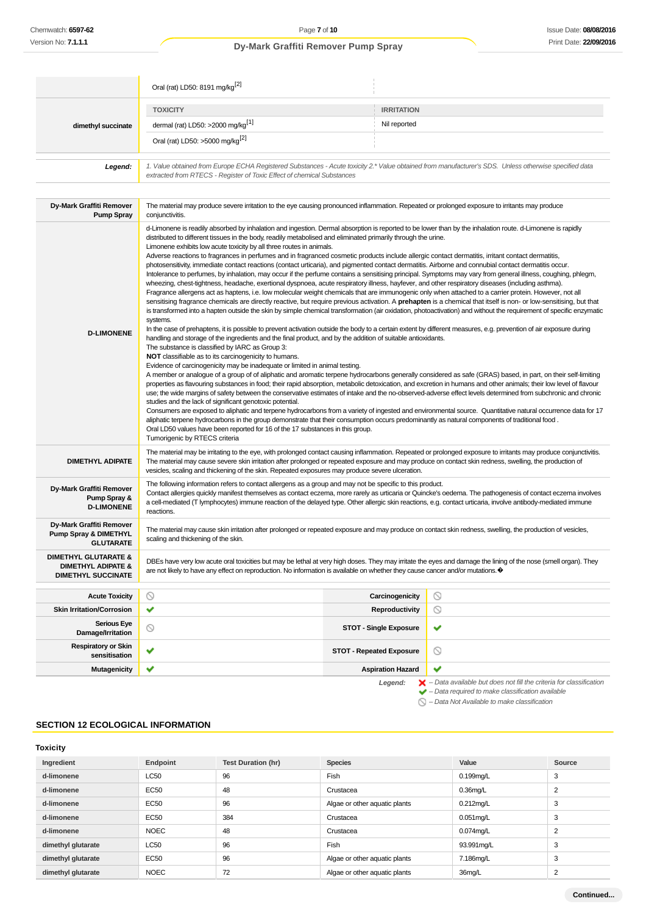|  | Oral (rat) LD50: 8191 mg/kg[2] |  |
| --- | --- | --- |
| dimethyl succinate | **TOXICITY** | **IRRITATION** |
|  | dermal (rat) LD50: >2000 mg/kg[1] | Nil reported |
|  | Oral (rat) LD50: >5000 mg/kg[2] |  |

| | |
| --- | --- |
| ***Legend:*** | *1. Value obtained from Europe ECHA Registered Substances - Acute toxicity 2.* Value obtained from manufacturer's SDS. Unless otherwise specified data extracted from RTECS - Register of Toxic Effect of chemical Substances* |

| | |
| --- | --- |
| **Dy-Mark Graffiti Remover Pump Spray** | The material may produce severe irritation to the eye causing pronounced inflammation. Repeated or prolonged exposure to irritants may produce conjunctivitis. |
| **D-LIMONENE** | d-Limonene is readily absorbed by inhalation and ingestion. Dermal absorption is reported to be lower than by the inhalation route. d-Limonene is rapidly distributed to different tissues in the body, readily metabolised and eliminated primarily through the urine.<br>Limonene exhibits low acute toxicity by all three routes in animals.<br>Adverse reactions to fragrances in perfumes and in fragranced cosmetic products include allergic contact dermatitis, irritant contact dermatitis, photosensitivity, immediate contact reactions (contact urticaria), and pigmented contact dermatitis. Airborne and connubial contact dermatitis occur.<br>Intolerance to perfumes, by inhalation, may occur if the perfume contains a sensitising principal. Symptoms may vary from general illness, coughing, phlegm, wheezing, chest-tightness, headache, exertional dyspnoea, acute respiratory illness, hayfever, and other respiratory diseases (including asthma).<br>Fragrance allergens act as haptens, i.e. low molecular weight chemicals that are immunogenic only when attached to a carrier protein. However, not all sensitising fragrance chemicals are directly reactive, but require previous activation. A **prehapten** is a chemical that itself is non- or low-sensitising, but that is transformed into a hapten outside the skin by simple chemical transformation (air oxidation, photoactivation) and without the requirement of specific enzymatic systems.<br>In the case of prehaptens, it is possible to prevent activation outside the body to a certain extent by different measures, e.g. prevention of air exposure during handling and storage of the ingredients and the final product, and by the addition of suitable antioxidants.<br>The substance is classified by IARC as Group 3:<br>**NOT** classifiable as to its carcinogenicity to humans.<br>Evidence of carcinogenicity may be inadequate or limited in animal testing.<br>A member or analogue of a group of of aliphatic and aromatic terpene hydrocarbons generally considered as safe (GRAS) based, in part, on their self-limiting properties as flavouring substances in food; their rapid absorption, metabolic detoxication, and excretion in humans and other animals; their low level of flavour use; the wide margins of safety between the conservative estimates of intake and the no-observed-adverse effect levels determined from subchronic and chronic studies and the lack of significant genotoxic potential.<br>Consumers are exposed to aliphatic and terpene hydrocarbons from a variety of ingested and environmental source. Quantitative natural occurrence data for 17 aliphatic terpene hydrocarbons in the group demonstrate that their consumption occurs predominantly as natural components of traditional food .<br>Oral LD50 values have been reported for 16 of the 17 substances in this group.<br>Tumorigenic by RTECS criteria |
| **DIMETHYL ADIPATE** | The material may be irritating to the eye, with prolonged contact causing inflammation. Repeated or prolonged exposure to irritants may produce conjunctivitis. The material may cause severe skin irritation after prolonged or repeated exposure and may produce on contact skin redness, swelling, the production of vesicles, scaling and thickening of the skin. Repeated exposures may produce severe ulceration. |
| **Dy-Mark Graffiti Remover Pump Spray & D-LIMONENE** | The following information refers to contact allergens as a group and may not be specific to this product.<br>Contact allergies quickly manifest themselves as contact eczema, more rarely as urticaria or Quincke's oedema. The pathogenesis of contact eczema involves a cell-mediated (T lymphocytes) immune reaction of the delayed type. Other allergic skin reactions, e.g. contact urticaria, involve antibody-mediated immune reactions. |
| **Dy-Mark Graffiti Remover Pump Spray & DIMETHYL GLUTARATE** | The material may cause skin irritation after prolonged or repeated exposure and may produce on contact skin redness, swelling, the production of vesicles, scaling and thickening of the skin. |
| **DIMETHYL GLUTARATE & DIMETHYL ADIPATE & DIMETHYL SUCCINATE** | DBEs have very low acute oral toxicities but may be lethal at very high doses. They may irritate the eyes and damage the lining of the nose (smell organ). They are not likely to have any effect on reproduction. No information is available on whether they cause cancer and/or mutations.� |

| | | | |
| --- | --- | --- | --- |
| **Acute Toxicity** | ⃠ | **Carcinogenicity** | ⃠ |
| **Skin Irritation/Corrosion** | ✔ | **Reproductivity** | ⃠ |
| **Serious Eye Damage/Irritation** | ⃠ | **STOT - Single Exposure** | ✔ |
| **Respiratory or Skin sensitisation** | ✔ | **STOT - Repeated Exposure** | ⃠ |
| **Mutagenicity** | ✔ | **Aspiration Hazard** | ✔ |

***Legend:*** ✘ *– Data available but does not fill the criteria for classification*
✔ *– Data required to make classification available*
⃠ *– Data Not Available to make classification*

## SECTION 12 ECOLOGICAL INFORMATION

### Toxicity

| Ingredient | Endpoint | Test Duration (hr) | Species | Value | Source |
| --- | --- | --- | --- | --- | --- |
| **d-limonene** | LC50 | 96 | Fish | 0.199mg/L | 3 |
| **d-limonene** | EC50 | 48 | Crustacea | 0.36mg/L | 2 |
| **d-limonene** | EC50 | 96 | Algae or other aquatic plants | 0.212mg/L | 3 |
| **d-limonene** | EC50 | 384 | Crustacea | 0.051mg/L | 3 |
| **d-limonene** | NOEC | 48 | Crustacea | 0.074mg/L | 2 |
| **dimethyl glutarate** | LC50 | 96 | Fish | 93.991mg/L | 3 |
| **dimethyl glutarate** | EC50 | 96 | Algae or other aquatic plants | 7.186mg/L | 3 |
| **dimethyl glutarate** | NOEC | 72 | Algae or other aquatic plants | 36mg/L | 2 |

**Continued...**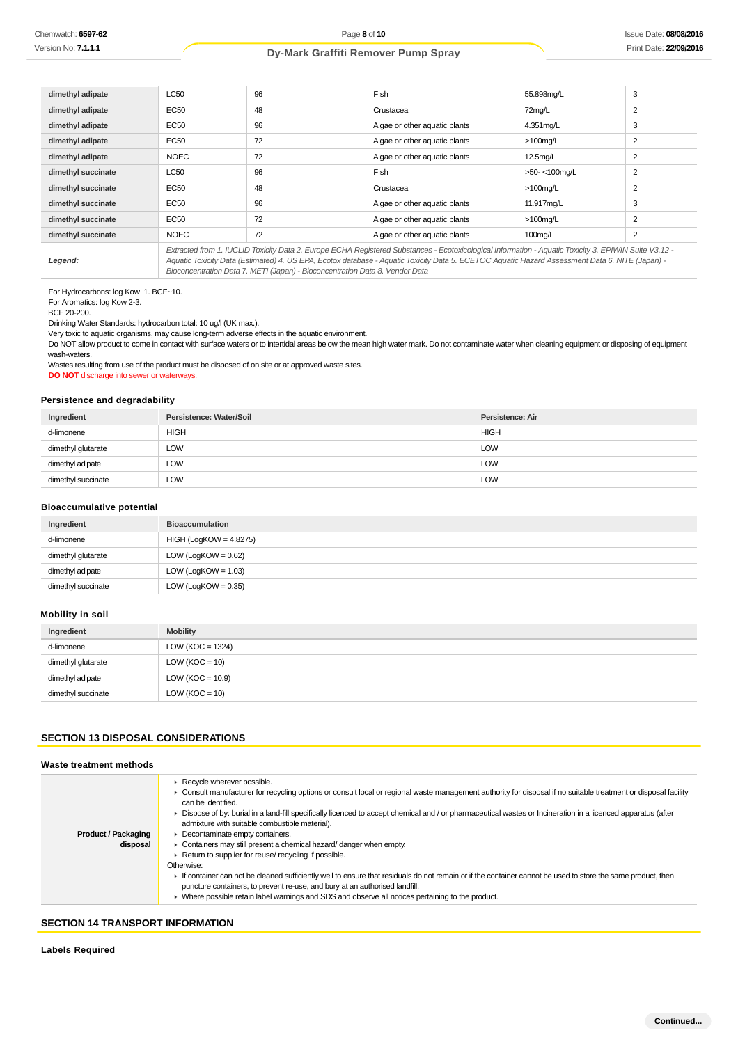| | | | | | |
|---|---|---|---|---|---|
| **dimethyl adipate** | LC50 | 96 | Fish | 55.898mg/L | 3 |
| **dimethyl adipate** | EC50 | 48 | Crustacea | 72mg/L | 2 |
| **dimethyl adipate** | EC50 | 96 | Algae or other aquatic plants | 4.351mg/L | 3 |
| **dimethyl adipate** | EC50 | 72 | Algae or other aquatic plants | >100mg/L | 2 |
| **dimethyl adipate** | NOEC | 72 | Algae or other aquatic plants | 12.5mg/L | 2 |
| **dimethyl succinate** | LC50 | 96 | Fish | >50- <100mg/L | 2 |
| **dimethyl succinate** | EC50 | 48 | Crustacea | >100mg/L | 2 |
| **dimethyl succinate** | EC50 | 96 | Algae or other aquatic plants | 11.917mg/L | 3 |
| **dimethyl succinate** | EC50 | 72 | Algae or other aquatic plants | >100mg/L | 2 |
| **dimethyl succinate** | NOEC | 72 | Algae or other aquatic plants | 100mg/L | 2 |
| ***Legend:*** | *Extracted from 1. IUCLID Toxicity Data 2. Europe ECHA Registered Substances - Ecotoxicological Information - Aquatic Toxicity 3. EPIWIN Suite V3.12 - Aquatic Toxicity Data (Estimated) 4. US EPA, Ecotox database - Aquatic Toxicity Data 5. ECETOC Aquatic Hazard Assessment Data 6. NITE (Japan) - Bioconcentration Data 7. METI (Japan) - Bioconcentration Data 8. Vendor Data* | | | | |

For Hydrocarbons: log Kow 1. BCF~10.
For Aromatics: log Kow 2-3.
BCF 20-200.
Drinking Water Standards: hydrocarbon total: 10 ug/l (UK max.).
Very toxic to aquatic organisms, may cause long-term adverse effects in the aquatic environment.
Do NOT allow product to come in contact with surface waters or to intertidal areas below the mean high water mark. Do not contaminate water when cleaning equipment or disposing of equipment wash-waters.
Wastes resulting from use of the product must be disposed of on site or at approved waste sites.
**DO NOT** discharge into sewer or waterways.

### Persistence and degradability

| Ingredient | Persistence: Water/Soil | Persistence: Air |
|---|---|---|
| d-limonene | HIGH | HIGH |
| dimethyl glutarate | LOW | LOW |
| dimethyl adipate | LOW | LOW |
| dimethyl succinate | LOW | LOW |

### Bioaccumulative potential

| Ingredient | Bioaccumulation |
|---|---|
| d-limonene | HIGH (LogKOW = 4.8275) |
| dimethyl glutarate | LOW (LogKOW = 0.62) |
| dimethyl adipate | LOW (LogKOW = 1.03) |
| dimethyl succinate | LOW (LogKOW = 0.35) |

### Mobility in soil

| Ingredient | Mobility |
|---|---|
| d-limonene | LOW (KOC = 1324) |
| dimethyl glutarate | LOW (KOC = 10) |
| dimethyl adipate | LOW (KOC = 10.9) |
| dimethyl succinate | LOW (KOC = 10) |

## SECTION 13 DISPOSAL CONSIDERATIONS

### Waste treatment methods

| | |
|---|---|
| **Product / Packaging disposal** | ▸ Recycle wherever possible.<br>▸ Consult manufacturer for recycling options or consult local or regional waste management authority for disposal if no suitable treatment or disposal facility can be identified.<br>▸ Dispose of by: burial in a land-fill specifically licenced to accept chemical and / or pharmaceutical wastes or Incineration in a licenced apparatus (after admixture with suitable combustible material).<br>▸ Decontaminate empty containers.<br>▸ Containers may still present a chemical hazard/ danger when empty.<br>▸ Return to supplier for reuse/ recycling if possible.<br>Otherwise:<br>▸ If container can not be cleaned sufficiently well to ensure that residuals do not remain or if the container cannot be used to store the same product, then puncture containers, to prevent re-use, and bury at an authorised landfill.<br>▸ Where possible retain label warnings and SDS and observe all notices pertaining to the product. |

## SECTION 14 TRANSPORT INFORMATION

### Labels Required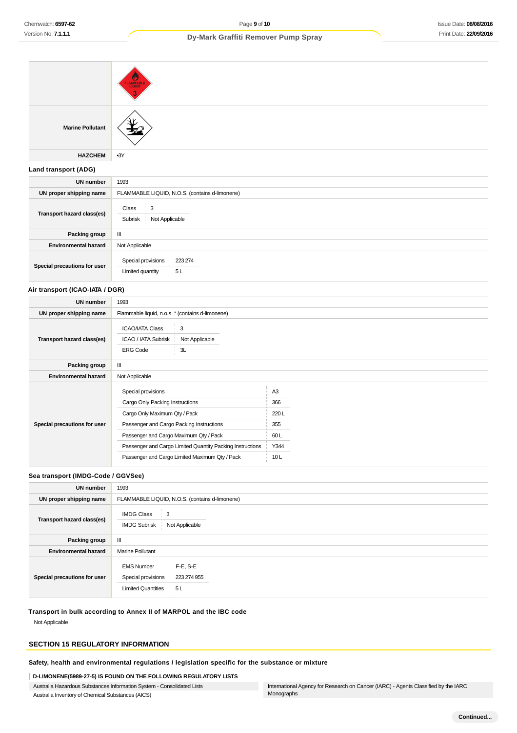| | |
|---|---|
| | FLAMMABLE LIQUID 3 |
| **Marine Pollutant** | |
| **HAZCHEM** | •3Y |

### Land transport (ADG)

| | |
|---|---|
| **UN number** | 1993 |
| **UN proper shipping name** | FLAMMABLE LIQUID, N.O.S. (contains d-limonene) |
| **Transport hazard class(es)** | Class: 3<br>Subrisk: Not Applicable |
| **Packing group** | III |
| **Environmental hazard** | Not Applicable |
| **Special precautions for user** | Special provisions: 223 274<br>Limited quantity: 5 L |

### Air transport (ICAO-IATA / DGR)

| | |
|---|---|
| **UN number** | 1993 |
| **UN proper shipping name** | Flammable liquid, n.o.s. * (contains d-limonene) |
| **Transport hazard class(es)** | ICAO/IATA Class: 3<br>ICAO / IATA Subrisk: Not Applicable<br>ERG Code: 3L |
| **Packing group** | III |
| **Environmental hazard** | Not Applicable |
| **Special precautions for user** | Special provisions: A3<br>Cargo Only Packing Instructions: 366<br>Cargo Only Maximum Qty / Pack: 220 L<br>Passenger and Cargo Packing Instructions: 355<br>Passenger and Cargo Maximum Qty / Pack: 60 L<br>Passenger and Cargo Limited Quantity Packing Instructions: Y344<br>Passenger and Cargo Limited Maximum Qty / Pack: 10 L |

### Sea transport (IMDG-Code / GGVSee)

| | |
|---|---|
| **UN number** | 1993 |
| **UN proper shipping name** | FLAMMABLE LIQUID, N.O.S. (contains d-limonene) |
| **Transport hazard class(es)** | IMDG Class: 3<br>IMDG Subrisk: Not Applicable |
| **Packing group** | III |
| **Environmental hazard** | Marine Pollutant |
| **Special precautions for user** | EMS Number: F-E, S-E<br>Special provisions: 223 274 955<br>Limited Quantities: 5 L |

### Transport in bulk according to Annex II of MARPOL and the IBC code

Not Applicable

## SECTION 15 REGULATORY INFORMATION

### Safety, health and environmental regulations / legislation specific for the substance or mixture

**D-LIMONENE(5989-27-5) IS FOUND ON THE FOLLOWING REGULATORY LISTS**

| | |
|---|---|
| Australia Hazardous Substances Information System - Consolidated Lists | International Agency for Research on Cancer (IARC) - Agents Classified by the IARC Monographs |
| Australia Inventory of Chemical Substances (AICS) | |

Continued...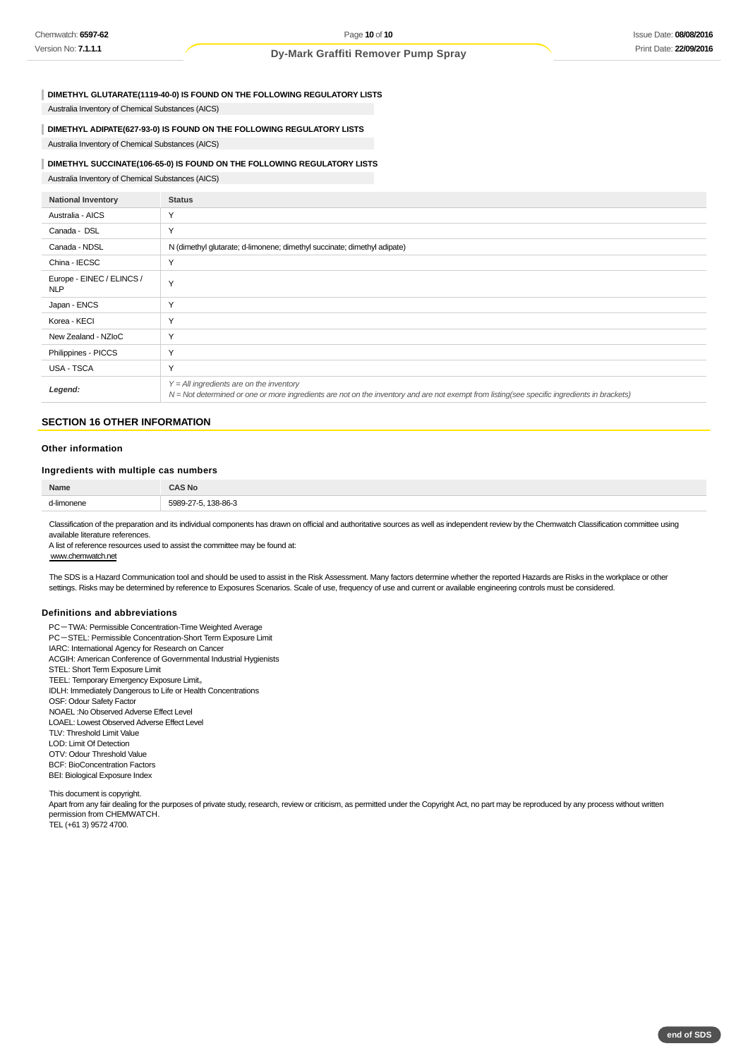**DIMETHYL GLUTARATE(1119-40-0) IS FOUND ON THE FOLLOWING REGULATORY LISTS**

Australia Inventory of Chemical Substances (AICS)

**DIMETHYL ADIPATE(627-93-0) IS FOUND ON THE FOLLOWING REGULATORY LISTS**

Australia Inventory of Chemical Substances (AICS)

**DIMETHYL SUCCINATE(106-65-0) IS FOUND ON THE FOLLOWING REGULATORY LISTS**

Australia Inventory of Chemical Substances (AICS)

| National Inventory | Status |
|---|---|
| Australia - AICS | Y |
| Canada - DSL | Y |
| Canada - NDSL | N (dimethyl glutarate; d-limonene; dimethyl succinate; dimethyl adipate) |
| China - IECSC | Y |
| Europe - EINEC / ELINCS / NLP | Y |
| Japan - ENCS | Y |
| Korea - KECI | Y |
| New Zealand - NZIoC | Y |
| Philippines - PICCS | Y |
| USA - TSCA | Y |
| ***Legend:*** | *Y = All ingredients are on the inventory*<br>*N = Not determined or one or more ingredients are not on the inventory and are not exempt from listing(see specific ingredients in brackets)* |

## SECTION 16 OTHER INFORMATION

### Other information

### Ingredients with multiple cas numbers

| Name | CAS No |
|---|---|
| d-limonene | 5989-27-5, 138-86-3 |

Classification of the preparation and its individual components has drawn on official and authoritative sources as well as independent review by the Chemwatch Classification committee using available literature references.

A list of reference resources used to assist the committee may be found at:

www.chemwatch.net

The SDS is a Hazard Communication tool and should be used to assist in the Risk Assessment. Many factors determine whether the reported Hazards are Risks in the workplace or other settings. Risks may be determined by reference to Exposures Scenarios. Scale of use, frequency of use and current or available engineering controls must be considered.

### Definitions and abbreviations

PC－TWA: Permissible Concentration-Time Weighted Average
PC－STEL: Permissible Concentration-Short Term Exposure Limit
IARC: International Agency for Research on Cancer
ACGIH: American Conference of Governmental Industrial Hygienists
STEL: Short Term Exposure Limit
TEEL: Temporary Emergency Exposure Limit。
IDLH: Immediately Dangerous to Life or Health Concentrations
OSF: Odour Safety Factor
NOAEL :No Observed Adverse Effect Level
LOAEL: Lowest Observed Adverse Effect Level
TLV: Threshold Limit Value
LOD: Limit Of Detection
OTV: Odour Threshold Value
BCF: BioConcentration Factors
BEI: Biological Exposure Index

This document is copyright.

Apart from any fair dealing for the purposes of private study, research, review or criticism, as permitted under the Copyright Act, no part may be reproduced by any process without written permission from CHEMWATCH.

TEL (+61 3) 9572 4700.

**end of SDS**